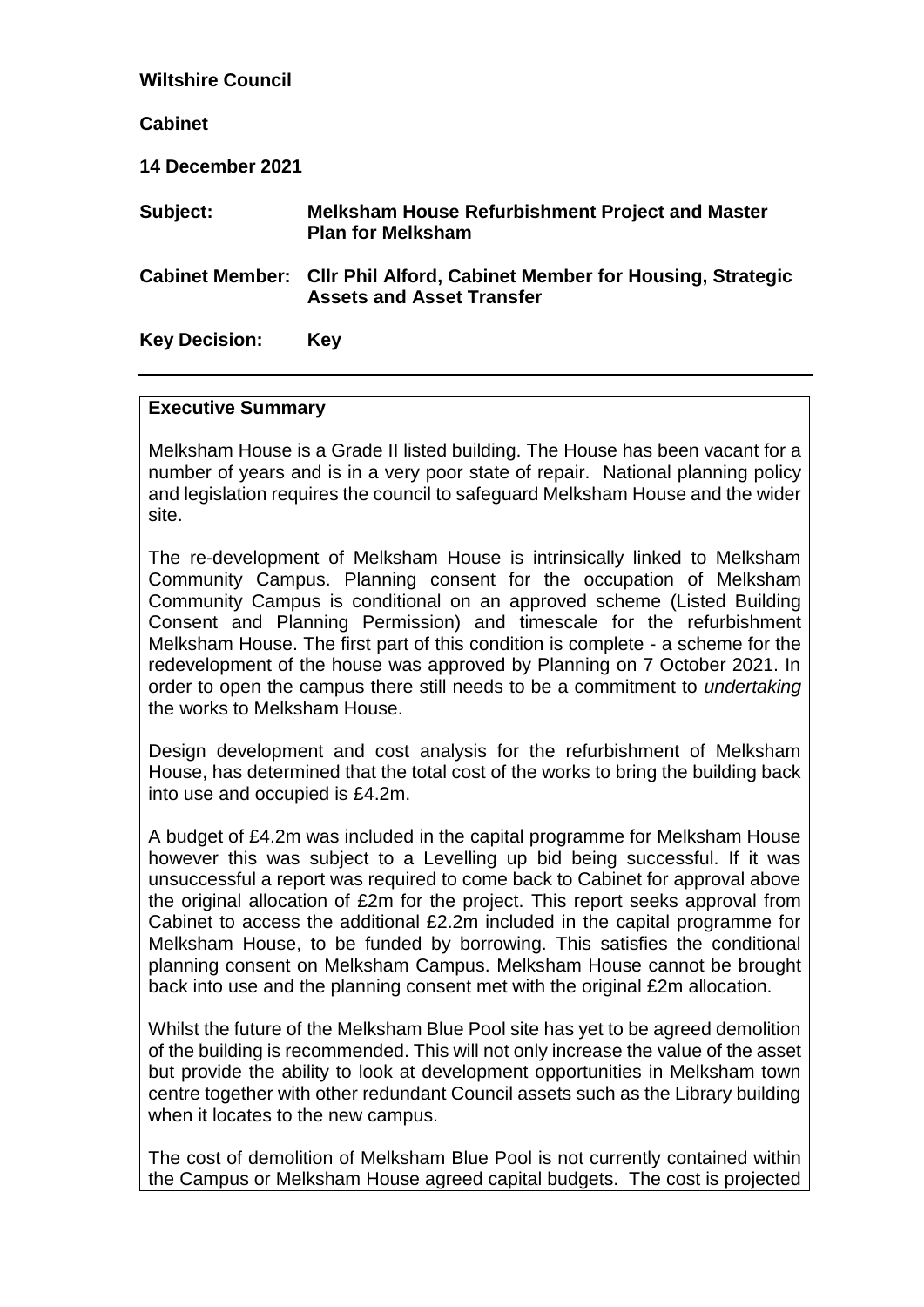**Wiltshire Council**

**Cabinet**

**14 December 2021**

---

| | |
|---|---|
| **Subject:** | **Melksham House Refurbishment Project and Master Plan for Melksham** |
| **Cabinet Member:** | **Cllr Phil Alford, Cabinet Member for Housing, Strategic Assets and Asset Transfer** |
| **Key Decision:** | **Key** |

---

**Executive Summary**

Melksham House is a Grade II listed building. The House has been vacant for a number of years and is in a very poor state of repair. National planning policy and legislation requires the council to safeguard Melksham House and the wider site.

The re-development of Melksham House is intrinsically linked to Melksham Community Campus. Planning consent for the occupation of Melksham Community Campus is conditional on an approved scheme (Listed Building Consent and Planning Permission) and timescale for the refurbishment Melksham House. The first part of this condition is complete - a scheme for the redevelopment of the house was approved by Planning on 7 October 2021. In order to open the campus there still needs to be a commitment to *undertaking* the works to Melksham House.

Design development and cost analysis for the refurbishment of Melksham House, has determined that the total cost of the works to bring the building back into use and occupied is £4.2m.

A budget of £4.2m was included in the capital programme for Melksham House however this was subject to a Levelling up bid being successful. If it was unsuccessful a report was required to come back to Cabinet for approval above the original allocation of £2m for the project. This report seeks approval from Cabinet to access the additional £2.2m included in the capital programme for Melksham House, to be funded by borrowing. This satisfies the conditional planning consent on Melksham Campus. Melksham House cannot be brought back into use and the planning consent met with the original £2m allocation.

Whilst the future of the Melksham Blue Pool site has yet to be agreed demolition of the building is recommended. This will not only increase the value of the asset but provide the ability to look at development opportunities in Melksham town centre together with other redundant Council assets such as the Library building when it locates to the new campus.

The cost of demolition of Melksham Blue Pool is not currently contained within the Campus or Melksham House agreed capital budgets. The cost is projected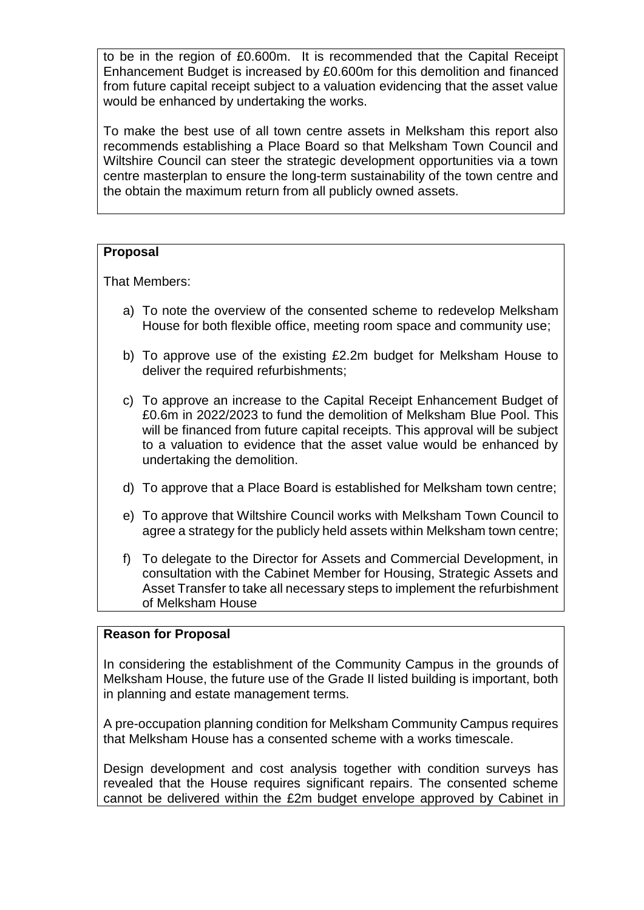to be in the region of £0.600m. It is recommended that the Capital Receipt Enhancement Budget is increased by £0.600m for this demolition and financed from future capital receipt subject to a valuation evidencing that the asset value would be enhanced by undertaking the works.

To make the best use of all town centre assets in Melksham this report also recommends establishing a Place Board so that Melksham Town Council and Wiltshire Council can steer the strategic development opportunities via a town centre masterplan to ensure the long-term sustainability of the town centre and the obtain the maximum return from all publicly owned assets.

**Proposal**

That Members:

a) To note the overview of the consented scheme to redevelop Melksham House for both flexible office, meeting room space and community use;

b) To approve use of the existing £2.2m budget for Melksham House to deliver the required refurbishments;

c) To approve an increase to the Capital Receipt Enhancement Budget of £0.6m in 2022/2023 to fund the demolition of Melksham Blue Pool. This will be financed from future capital receipts. This approval will be subject to a valuation to evidence that the asset value would be enhanced by undertaking the demolition.

d) To approve that a Place Board is established for Melksham town centre;

e) To approve that Wiltshire Council works with Melksham Town Council to agree a strategy for the publicly held assets within Melksham town centre;

f) To delegate to the Director for Assets and Commercial Development, in consultation with the Cabinet Member for Housing, Strategic Assets and Asset Transfer to take all necessary steps to implement the refurbishment of Melksham House

**Reason for Proposal**

In considering the establishment of the Community Campus in the grounds of Melksham House, the future use of the Grade II listed building is important, both in planning and estate management terms.

A pre-occupation planning condition for Melksham Community Campus requires that Melksham House has a consented scheme with a works timescale.

Design development and cost analysis together with condition surveys has revealed that the House requires significant repairs. The consented scheme cannot be delivered within the £2m budget envelope approved by Cabinet in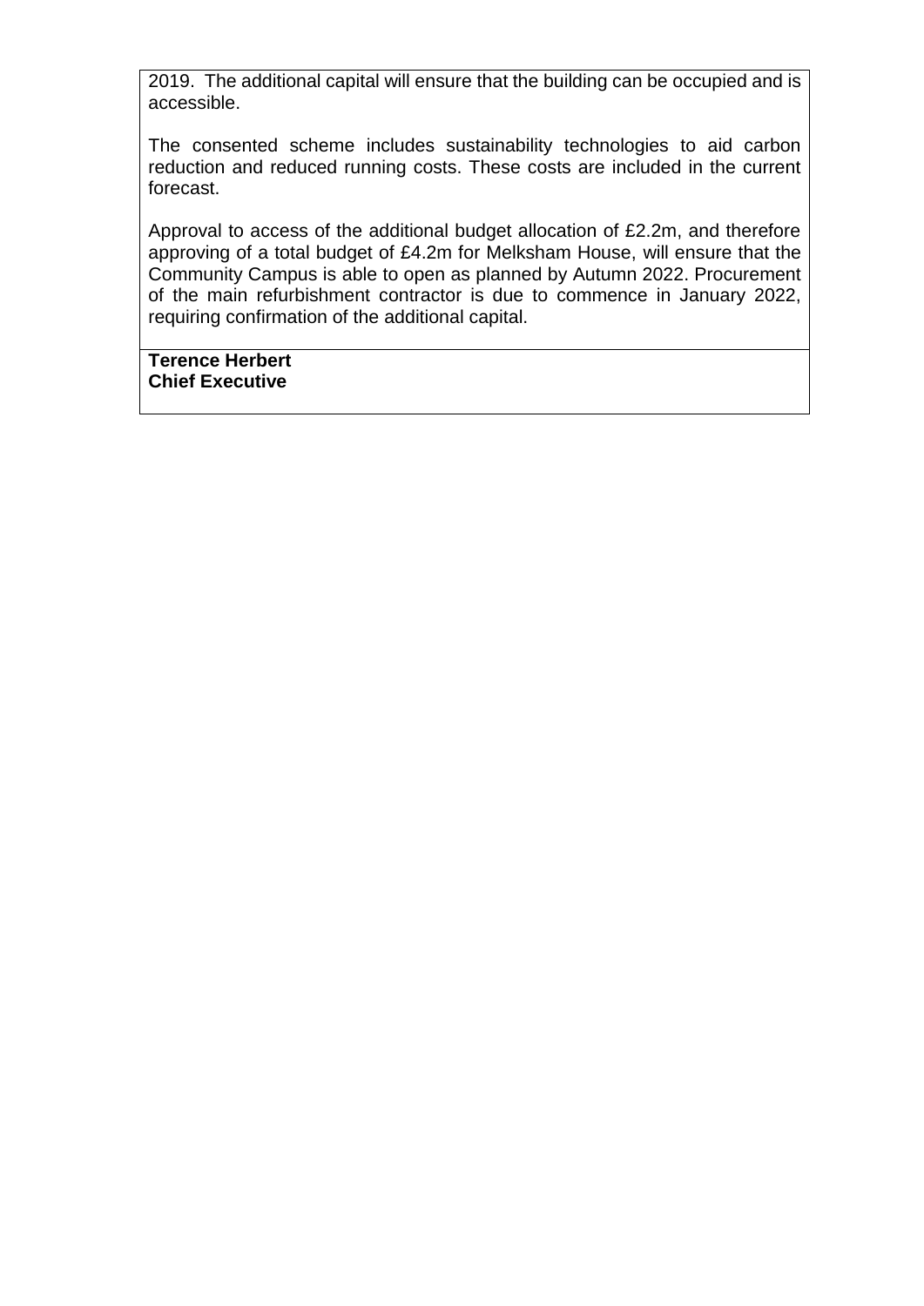2019. The additional capital will ensure that the building can be occupied and is accessible.

The consented scheme includes sustainability technologies to aid carbon reduction and reduced running costs. These costs are included in the current forecast.

Approval to access of the additional budget allocation of £2.2m, and therefore approving of a total budget of £4.2m for Melksham House, will ensure that the Community Campus is able to open as planned by Autumn 2022. Procurement of the main refurbishment contractor is due to commence in January 2022, requiring confirmation of the additional capital.

**Terence Herbert**
**Chief Executive**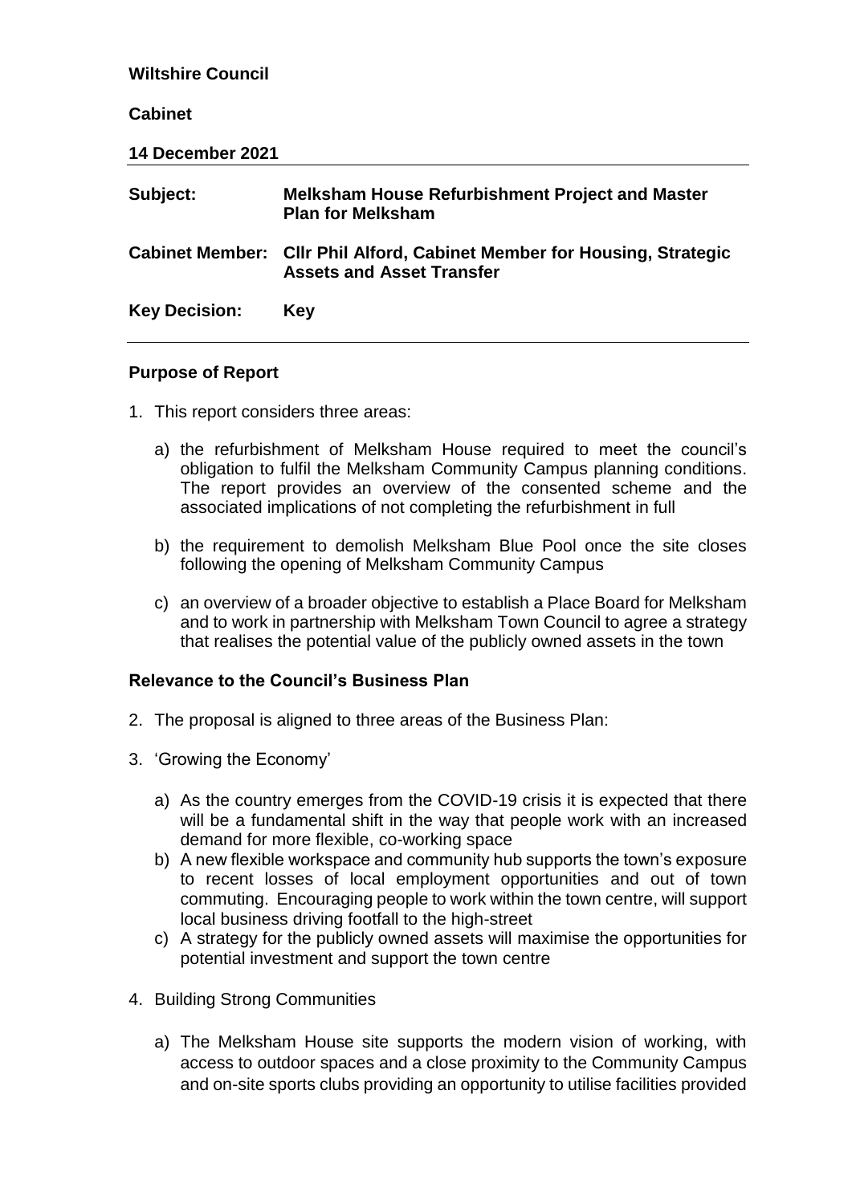**Wiltshire Council**

**Cabinet**

**14 December 2021**

| | |
|---|---|
| **Subject:** | **Melksham House Refurbishment Project and Master Plan for Melksham** |
| **Cabinet Member:** | **Cllr Phil Alford, Cabinet Member for Housing, Strategic Assets and Asset Transfer** |
| **Key Decision:** | **Key** |

## Purpose of Report

1. This report considers three areas:

   a) the refurbishment of Melksham House required to meet the council's obligation to fulfil the Melksham Community Campus planning conditions. The report provides an overview of the consented scheme and the associated implications of not completing the refurbishment in full

   b) the requirement to demolish Melksham Blue Pool once the site closes following the opening of Melksham Community Campus

   c) an overview of a broader objective to establish a Place Board for Melksham and to work in partnership with Melksham Town Council to agree a strategy that realises the potential value of the publicly owned assets in the town

## Relevance to the Council's Business Plan

2. The proposal is aligned to three areas of the Business Plan:

3. 'Growing the Economy'

   a) As the country emerges from the COVID-19 crisis it is expected that there will be a fundamental shift in the way that people work with an increased demand for more flexible, co-working space

   b) A new flexible workspace and community hub supports the town's exposure to recent losses of local employment opportunities and out of town commuting. Encouraging people to work within the town centre, will support local business driving footfall to the high-street

   c) A strategy for the publicly owned assets will maximise the opportunities for potential investment and support the town centre

4. Building Strong Communities

   a) The Melksham House site supports the modern vision of working, with access to outdoor spaces and a close proximity to the Community Campus and on-site sports clubs providing an opportunity to utilise facilities provided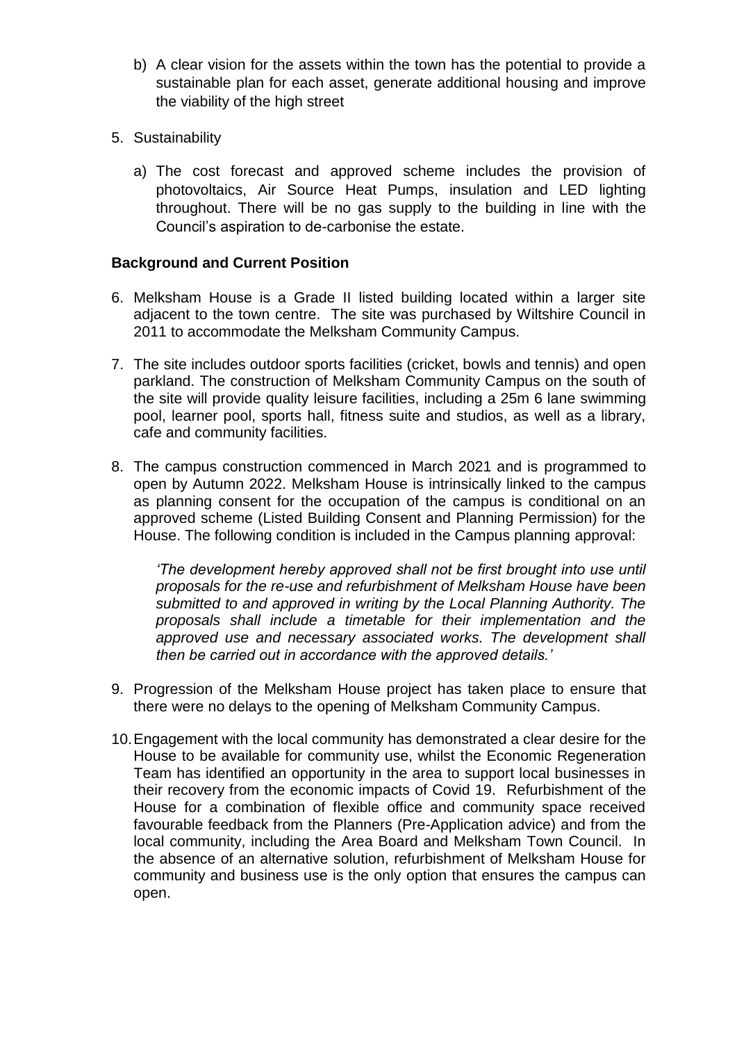b) A clear vision for the assets within the town has the potential to provide a sustainable plan for each asset, generate additional housing and improve the viability of the high street

5. Sustainability

   a) The cost forecast and approved scheme includes the provision of photovoltaics, Air Source Heat Pumps, insulation and LED lighting throughout. There will be no gas supply to the building in line with the Council's aspiration to de-carbonise the estate.

**Background and Current Position**

6. Melksham House is a Grade II listed building located within a larger site adjacent to the town centre. The site was purchased by Wiltshire Council in 2011 to accommodate the Melksham Community Campus.

7. The site includes outdoor sports facilities (cricket, bowls and tennis) and open parkland. The construction of Melksham Community Campus on the south of the site will provide quality leisure facilities, including a 25m 6 lane swimming pool, learner pool, sports hall, fitness suite and studios, as well as a library, cafe and community facilities.

8. The campus construction commenced in March 2021 and is programmed to open by Autumn 2022. Melksham House is intrinsically linked to the campus as planning consent for the occupation of the campus is conditional on an approved scheme (Listed Building Consent and Planning Permission) for the House. The following condition is included in the Campus planning approval:

   *'The development hereby approved shall not be first brought into use until proposals for the re-use and refurbishment of Melksham House have been submitted to and approved in writing by the Local Planning Authority. The proposals shall include a timetable for their implementation and the approved use and necessary associated works. The development shall then be carried out in accordance with the approved details.'*

9. Progression of the Melksham House project has taken place to ensure that there were no delays to the opening of Melksham Community Campus.

10. Engagement with the local community has demonstrated a clear desire for the House to be available for community use, whilst the Economic Regeneration Team has identified an opportunity in the area to support local businesses in their recovery from the economic impacts of Covid 19. Refurbishment of the House for a combination of flexible office and community space received favourable feedback from the Planners (Pre-Application advice) and from the local community, including the Area Board and Melksham Town Council. In the absence of an alternative solution, refurbishment of Melksham House for community and business use is the only option that ensures the campus can open.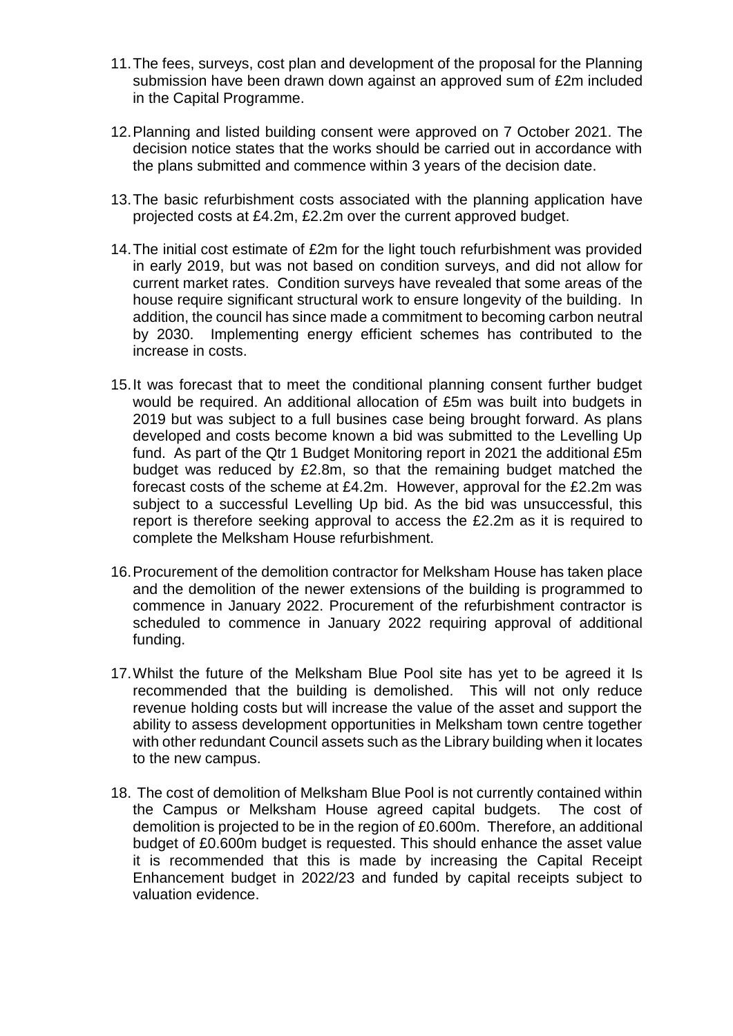11. The fees, surveys, cost plan and development of the proposal for the Planning submission have been drawn down against an approved sum of £2m included in the Capital Programme.

12. Planning and listed building consent were approved on 7 October 2021. The decision notice states that the works should be carried out in accordance with the plans submitted and commence within 3 years of the decision date.

13. The basic refurbishment costs associated with the planning application have projected costs at £4.2m, £2.2m over the current approved budget.

14. The initial cost estimate of £2m for the light touch refurbishment was provided in early 2019, but was not based on condition surveys, and did not allow for current market rates. Condition surveys have revealed that some areas of the house require significant structural work to ensure longevity of the building. In addition, the council has since made a commitment to becoming carbon neutral by 2030. Implementing energy efficient schemes has contributed to the increase in costs.

15. It was forecast that to meet the conditional planning consent further budget would be required. An additional allocation of £5m was built into budgets in 2019 but was subject to a full busines case being brought forward. As plans developed and costs become known a bid was submitted to the Levelling Up fund. As part of the Qtr 1 Budget Monitoring report in 2021 the additional £5m budget was reduced by £2.8m, so that the remaining budget matched the forecast costs of the scheme at £4.2m. However, approval for the £2.2m was subject to a successful Levelling Up bid. As the bid was unsuccessful, this report is therefore seeking approval to access the £2.2m as it is required to complete the Melksham House refurbishment.

16. Procurement of the demolition contractor for Melksham House has taken place and the demolition of the newer extensions of the building is programmed to commence in January 2022. Procurement of the refurbishment contractor is scheduled to commence in January 2022 requiring approval of additional funding.

17. Whilst the future of the Melksham Blue Pool site has yet to be agreed it Is recommended that the building is demolished. This will not only reduce revenue holding costs but will increase the value of the asset and support the ability to assess development opportunities in Melksham town centre together with other redundant Council assets such as the Library building when it locates to the new campus.

18. The cost of demolition of Melksham Blue Pool is not currently contained within the Campus or Melksham House agreed capital budgets. The cost of demolition is projected to be in the region of £0.600m. Therefore, an additional budget of £0.600m budget is requested. This should enhance the asset value it is recommended that this is made by increasing the Capital Receipt Enhancement budget in 2022/23 and funded by capital receipts subject to valuation evidence.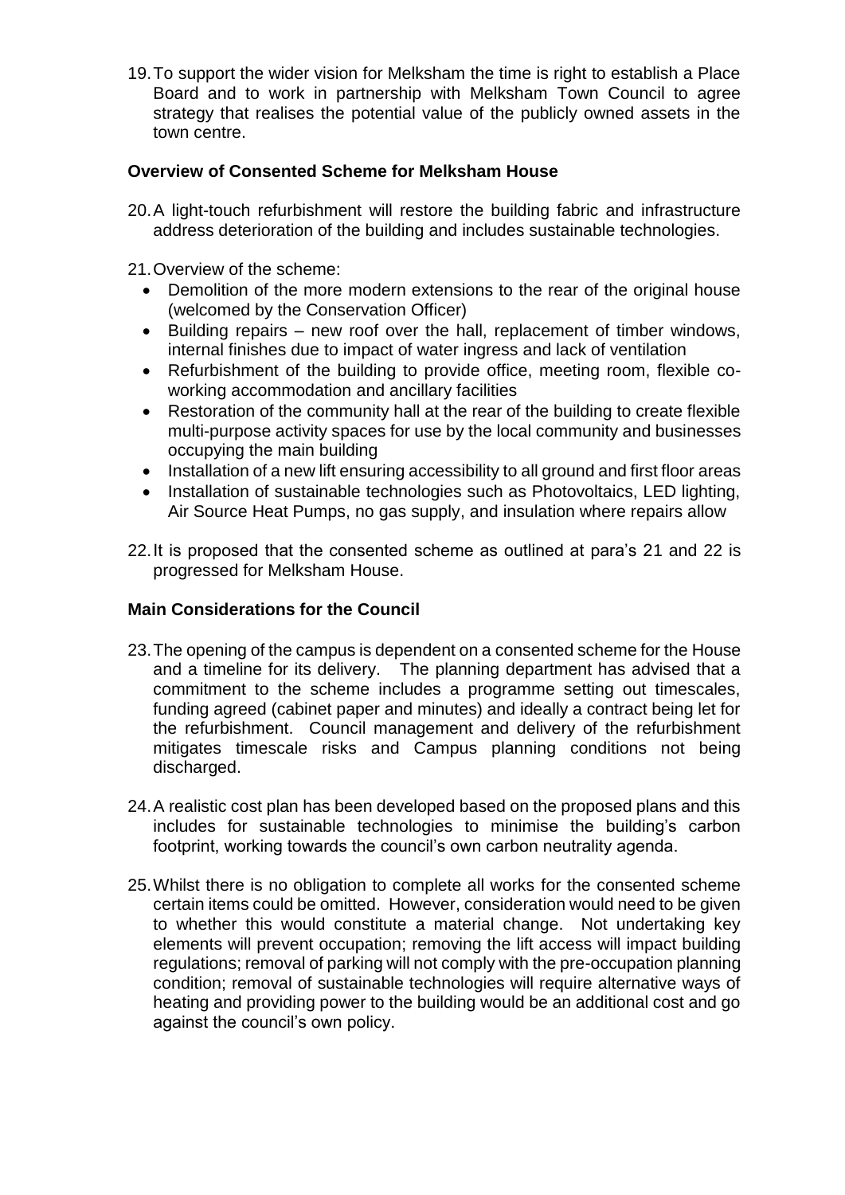19. To support the wider vision for Melksham the time is right to establish a Place Board and to work in partnership with Melksham Town Council to agree strategy that realises the potential value of the publicly owned assets in the town centre.

**Overview of Consented Scheme for Melksham House**

20. A light-touch refurbishment will restore the building fabric and infrastructure address deterioration of the building and includes sustainable technologies.

21. Overview of the scheme:
    - Demolition of the more modern extensions to the rear of the original house (welcomed by the Conservation Officer)
    - Building repairs – new roof over the hall, replacement of timber windows, internal finishes due to impact of water ingress and lack of ventilation
    - Refurbishment of the building to provide office, meeting room, flexible co-working accommodation and ancillary facilities
    - Restoration of the community hall at the rear of the building to create flexible multi-purpose activity spaces for use by the local community and businesses occupying the main building
    - Installation of a new lift ensuring accessibility to all ground and first floor areas
    - Installation of sustainable technologies such as Photovoltaics, LED lighting, Air Source Heat Pumps, no gas supply, and insulation where repairs allow

22. It is proposed that the consented scheme as outlined at para's 21 and 22 is progressed for Melksham House.

**Main Considerations for the Council**

23. The opening of the campus is dependent on a consented scheme for the House and a timeline for its delivery. The planning department has advised that a commitment to the scheme includes a programme setting out timescales, funding agreed (cabinet paper and minutes) and ideally a contract being let for the refurbishment. Council management and delivery of the refurbishment mitigates timescale risks and Campus planning conditions not being discharged.

24. A realistic cost plan has been developed based on the proposed plans and this includes for sustainable technologies to minimise the building's carbon footprint, working towards the council's own carbon neutrality agenda.

25. Whilst there is no obligation to complete all works for the consented scheme certain items could be omitted. However, consideration would need to be given to whether this would constitute a material change. Not undertaking key elements will prevent occupation; removing the lift access will impact building regulations; removal of parking will not comply with the pre-occupation planning condition; removal of sustainable technologies will require alternative ways of heating and providing power to the building would be an additional cost and go against the council's own policy.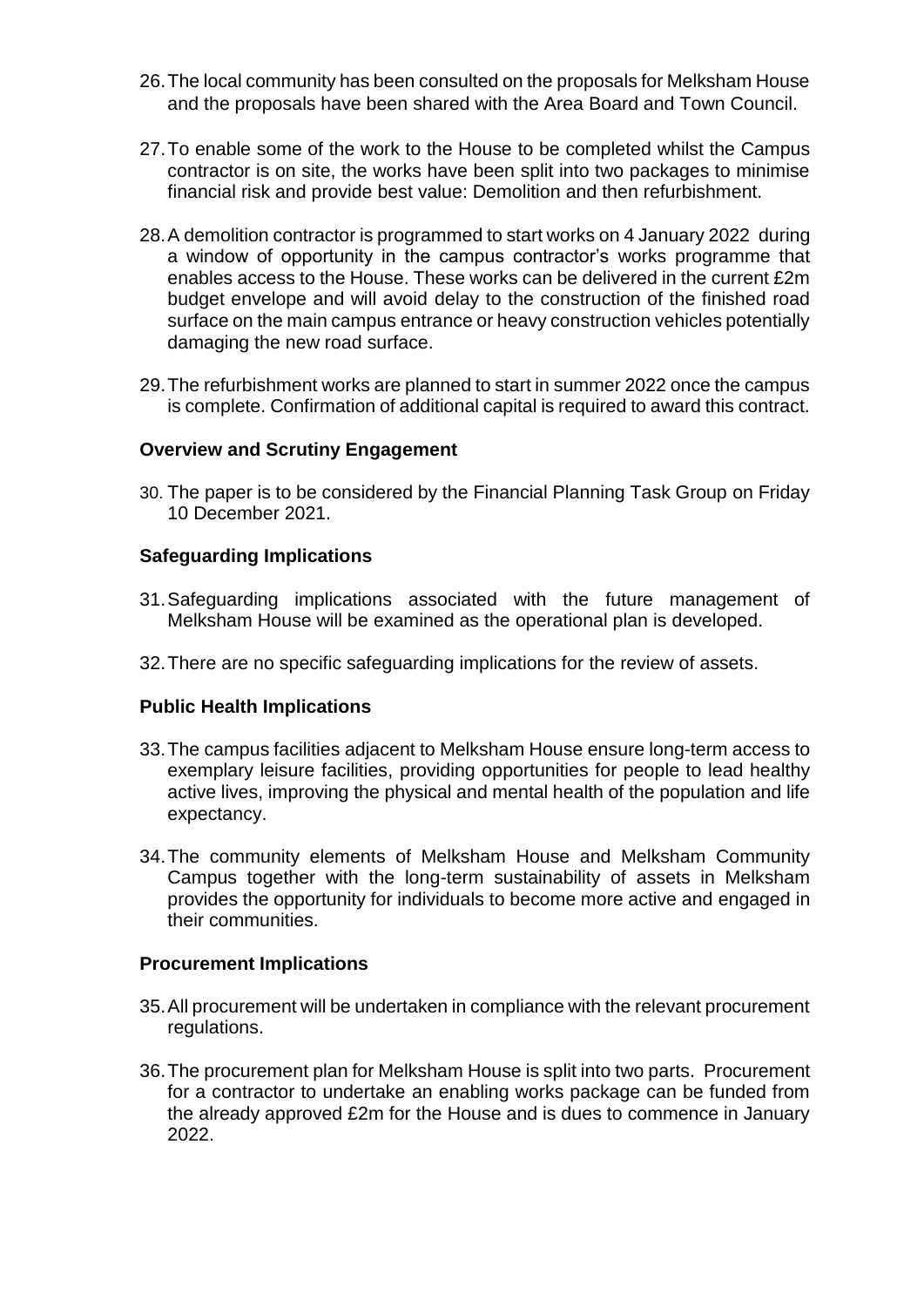26. The local community has been consulted on the proposals for Melksham House and the proposals have been shared with the Area Board and Town Council.

27. To enable some of the work to the House to be completed whilst the Campus contractor is on site, the works have been split into two packages to minimise financial risk and provide best value: Demolition and then refurbishment.

28. A demolition contractor is programmed to start works on 4 January 2022 during a window of opportunity in the campus contractor's works programme that enables access to the House. These works can be delivered in the current £2m budget envelope and will avoid delay to the construction of the finished road surface on the main campus entrance or heavy construction vehicles potentially damaging the new road surface.

29. The refurbishment works are planned to start in summer 2022 once the campus is complete. Confirmation of additional capital is required to award this contract.

**Overview and Scrutiny Engagement**

30. The paper is to be considered by the Financial Planning Task Group on Friday 10 December 2021.

**Safeguarding Implications**

31. Safeguarding implications associated with the future management of Melksham House will be examined as the operational plan is developed.

32. There are no specific safeguarding implications for the review of assets.

**Public Health Implications**

33. The campus facilities adjacent to Melksham House ensure long-term access to exemplary leisure facilities, providing opportunities for people to lead healthy active lives, improving the physical and mental health of the population and life expectancy.

34. The community elements of Melksham House and Melksham Community Campus together with the long-term sustainability of assets in Melksham provides the opportunity for individuals to become more active and engaged in their communities.

**Procurement Implications**

35. All procurement will be undertaken in compliance with the relevant procurement regulations.

36. The procurement plan for Melksham House is split into two parts. Procurement for a contractor to undertake an enabling works package can be funded from the already approved £2m for the House and is dues to commence in January 2022.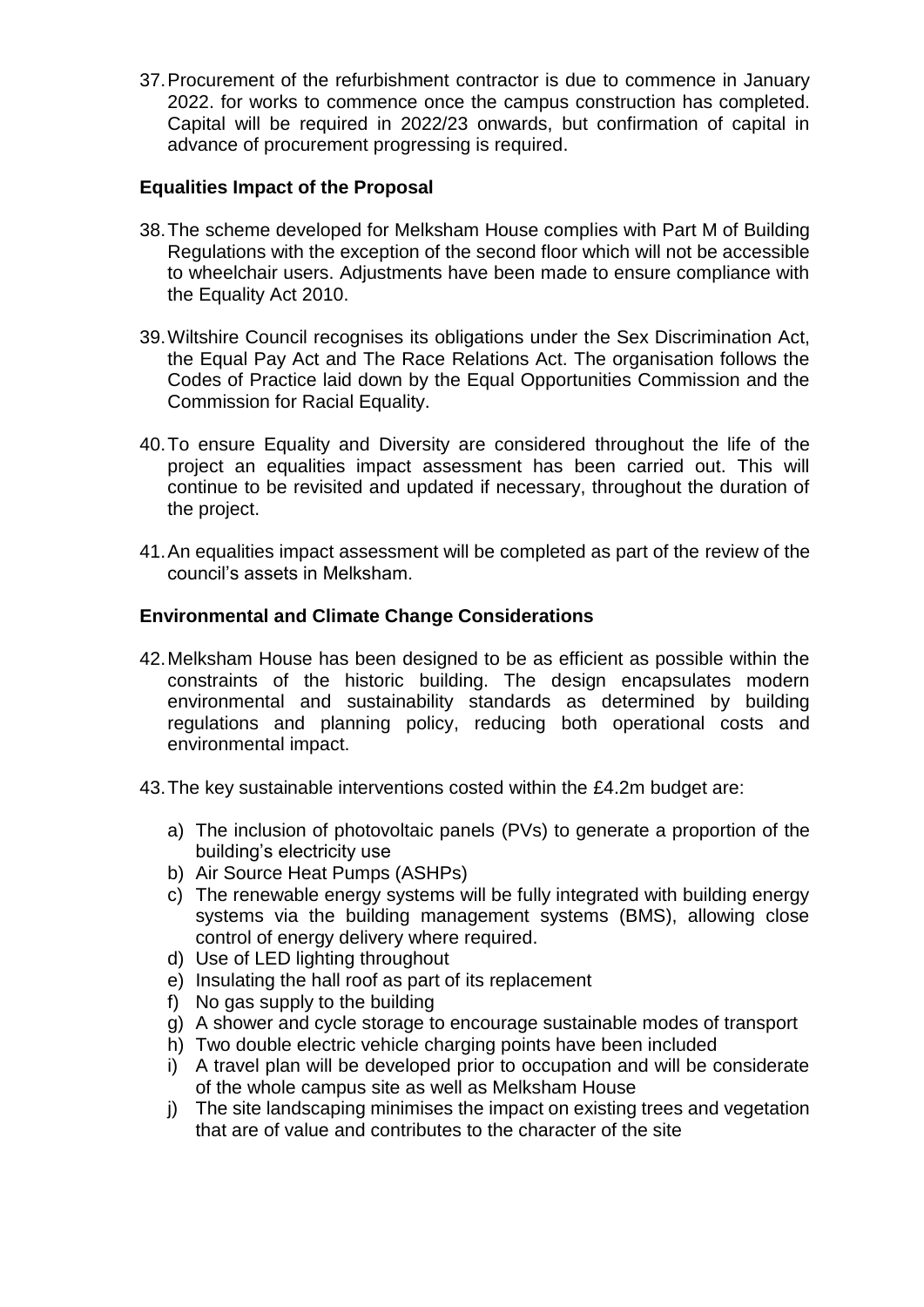37. Procurement of the refurbishment contractor is due to commence in January 2022. for works to commence once the campus construction has completed. Capital will be required in 2022/23 onwards, but confirmation of capital in advance of procurement progressing is required.

**Equalities Impact of the Proposal**

38. The scheme developed for Melksham House complies with Part M of Building Regulations with the exception of the second floor which will not be accessible to wheelchair users. Adjustments have been made to ensure compliance with the Equality Act 2010.

39. Wiltshire Council recognises its obligations under the Sex Discrimination Act, the Equal Pay Act and The Race Relations Act. The organisation follows the Codes of Practice laid down by the Equal Opportunities Commission and the Commission for Racial Equality.

40. To ensure Equality and Diversity are considered throughout the life of the project an equalities impact assessment has been carried out. This will continue to be revisited and updated if necessary, throughout the duration of the project.

41. An equalities impact assessment will be completed as part of the review of the council's assets in Melksham.

**Environmental and Climate Change Considerations**

42. Melksham House has been designed to be as efficient as possible within the constraints of the historic building. The design encapsulates modern environmental and sustainability standards as determined by building regulations and planning policy, reducing both operational costs and environmental impact.

43. The key sustainable interventions costed within the £4.2m budget are:

   a) The inclusion of photovoltaic panels (PVs) to generate a proportion of the building's electricity use
   b) Air Source Heat Pumps (ASHPs)
   c) The renewable energy systems will be fully integrated with building energy systems via the building management systems (BMS), allowing close control of energy delivery where required.
   d) Use of LED lighting throughout
   e) Insulating the hall roof as part of its replacement
   f) No gas supply to the building
   g) A shower and cycle storage to encourage sustainable modes of transport
   h) Two double electric vehicle charging points have been included
   i) A travel plan will be developed prior to occupation and will be considerate of the whole campus site as well as Melksham House
   j) The site landscaping minimises the impact on existing trees and vegetation that are of value and contributes to the character of the site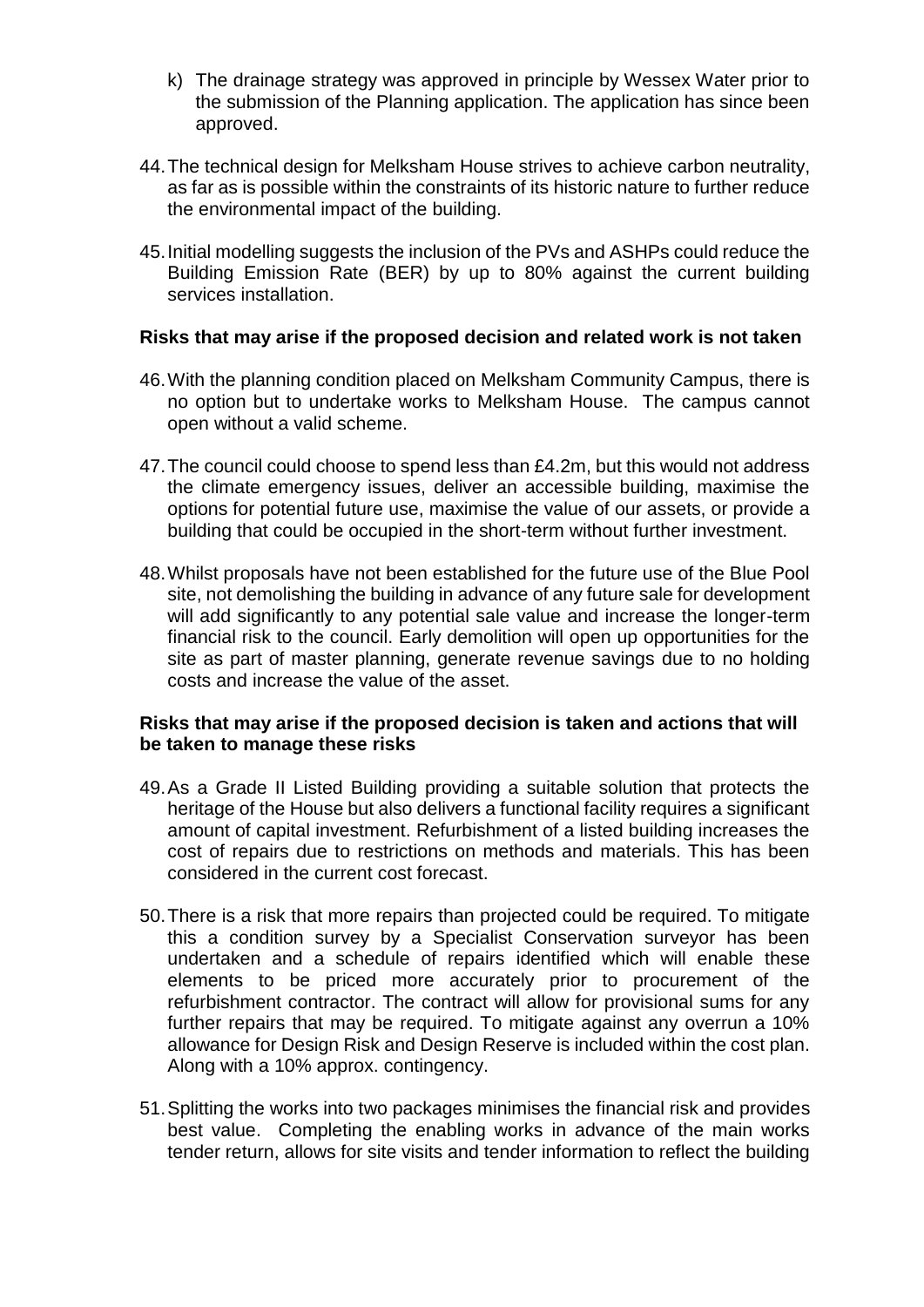k) The drainage strategy was approved in principle by Wessex Water prior to the submission of the Planning application. The application has since been approved.

44. The technical design for Melksham House strives to achieve carbon neutrality, as far as is possible within the constraints of its historic nature to further reduce the environmental impact of the building.

45. Initial modelling suggests the inclusion of the PVs and ASHPs could reduce the Building Emission Rate (BER) by up to 80% against the current building services installation.

**Risks that may arise if the proposed decision and related work is not taken**

46. With the planning condition placed on Melksham Community Campus, there is no option but to undertake works to Melksham House. The campus cannot open without a valid scheme.

47. The council could choose to spend less than £4.2m, but this would not address the climate emergency issues, deliver an accessible building, maximise the options for potential future use, maximise the value of our assets, or provide a building that could be occupied in the short-term without further investment.

48. Whilst proposals have not been established for the future use of the Blue Pool site, not demolishing the building in advance of any future sale for development will add significantly to any potential sale value and increase the longer-term financial risk to the council. Early demolition will open up opportunities for the site as part of master planning, generate revenue savings due to no holding costs and increase the value of the asset.

**Risks that may arise if the proposed decision is taken and actions that will be taken to manage these risks**

49. As a Grade II Listed Building providing a suitable solution that protects the heritage of the House but also delivers a functional facility requires a significant amount of capital investment. Refurbishment of a listed building increases the cost of repairs due to restrictions on methods and materials. This has been considered in the current cost forecast.

50. There is a risk that more repairs than projected could be required. To mitigate this a condition survey by a Specialist Conservation surveyor has been undertaken and a schedule of repairs identified which will enable these elements to be priced more accurately prior to procurement of the refurbishment contractor. The contract will allow for provisional sums for any further repairs that may be required. To mitigate against any overrun a 10% allowance for Design Risk and Design Reserve is included within the cost plan. Along with a 10% approx. contingency.

51. Splitting the works into two packages minimises the financial risk and provides best value. Completing the enabling works in advance of the main works tender return, allows for site visits and tender information to reflect the building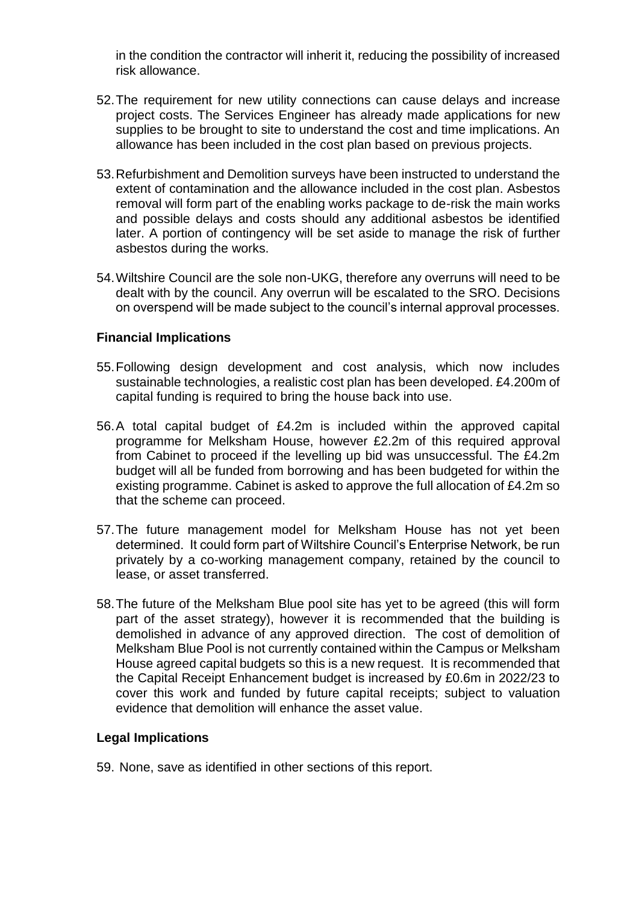in the condition the contractor will inherit it, reducing the possibility of increased risk allowance.

52. The requirement for new utility connections can cause delays and increase project costs. The Services Engineer has already made applications for new supplies to be brought to site to understand the cost and time implications. An allowance has been included in the cost plan based on previous projects.

53. Refurbishment and Demolition surveys have been instructed to understand the extent of contamination and the allowance included in the cost plan. Asbestos removal will form part of the enabling works package to de-risk the main works and possible delays and costs should any additional asbestos be identified later. A portion of contingency will be set aside to manage the risk of further asbestos during the works.

54. Wiltshire Council are the sole non-UKG, therefore any overruns will need to be dealt with by the council. Any overrun will be escalated to the SRO. Decisions on overspend will be made subject to the council's internal approval processes.

### Financial Implications

55. Following design development and cost analysis, which now includes sustainable technologies, a realistic cost plan has been developed. £4.200m of capital funding is required to bring the house back into use.

56. A total capital budget of £4.2m is included within the approved capital programme for Melksham House, however £2.2m of this required approval from Cabinet to proceed if the levelling up bid was unsuccessful. The £4.2m budget will all be funded from borrowing and has been budgeted for within the existing programme. Cabinet is asked to approve the full allocation of £4.2m so that the scheme can proceed.

57. The future management model for Melksham House has not yet been determined. It could form part of Wiltshire Council's Enterprise Network, be run privately by a co-working management company, retained by the council to lease, or asset transferred.

58. The future of the Melksham Blue pool site has yet to be agreed (this will form part of the asset strategy), however it is recommended that the building is demolished in advance of any approved direction. The cost of demolition of Melksham Blue Pool is not currently contained within the Campus or Melksham House agreed capital budgets so this is a new request. It is recommended that the Capital Receipt Enhancement budget is increased by £0.6m in 2022/23 to cover this work and funded by future capital receipts; subject to valuation evidence that demolition will enhance the asset value.

### Legal Implications

59. None, save as identified in other sections of this report.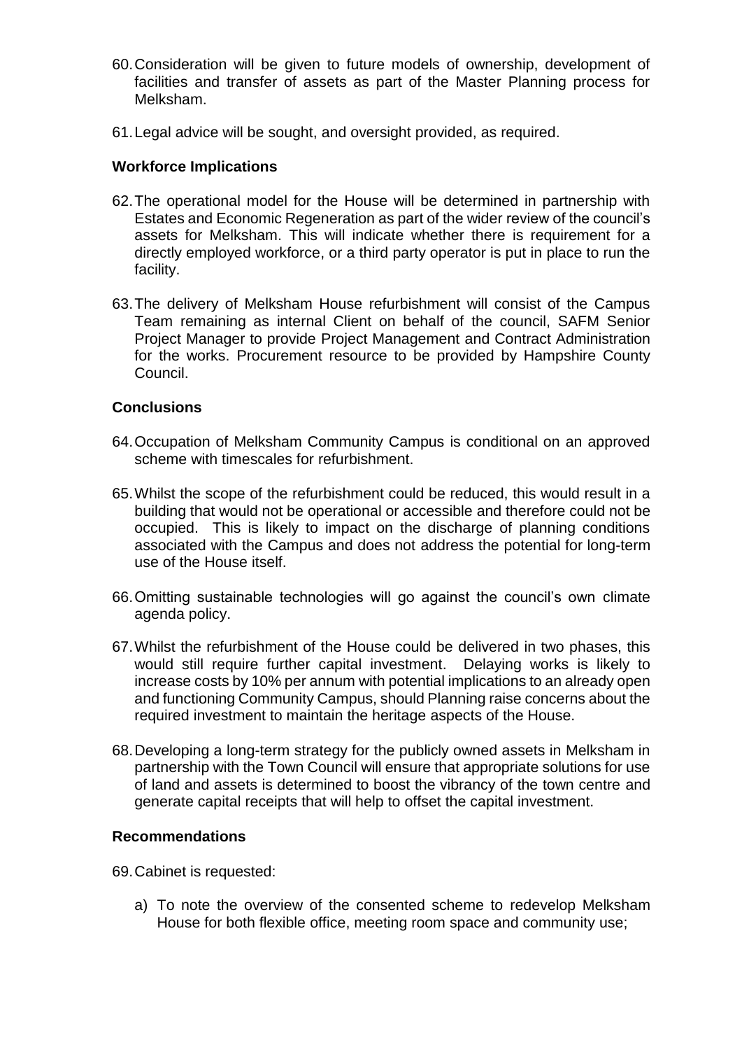60. Consideration will be given to future models of ownership, development of facilities and transfer of assets as part of the Master Planning process for Melksham.

61. Legal advice will be sought, and oversight provided, as required.

**Workforce Implications**

62. The operational model for the House will be determined in partnership with Estates and Economic Regeneration as part of the wider review of the council's assets for Melksham. This will indicate whether there is requirement for a directly employed workforce, or a third party operator is put in place to run the facility.

63. The delivery of Melksham House refurbishment will consist of the Campus Team remaining as internal Client on behalf of the council, SAFM Senior Project Manager to provide Project Management and Contract Administration for the works. Procurement resource to be provided by Hampshire County Council.

**Conclusions**

64. Occupation of Melksham Community Campus is conditional on an approved scheme with timescales for refurbishment.

65. Whilst the scope of the refurbishment could be reduced, this would result in a building that would not be operational or accessible and therefore could not be occupied. This is likely to impact on the discharge of planning conditions associated with the Campus and does not address the potential for long-term use of the House itself.

66. Omitting sustainable technologies will go against the council's own climate agenda policy.

67. Whilst the refurbishment of the House could be delivered in two phases, this would still require further capital investment. Delaying works is likely to increase costs by 10% per annum with potential implications to an already open and functioning Community Campus, should Planning raise concerns about the required investment to maintain the heritage aspects of the House.

68. Developing a long-term strategy for the publicly owned assets in Melksham in partnership with the Town Council will ensure that appropriate solutions for use of land and assets is determined to boost the vibrancy of the town centre and generate capital receipts that will help to offset the capital investment.

**Recommendations**

69. Cabinet is requested:

a) To note the overview of the consented scheme to redevelop Melksham House for both flexible office, meeting room space and community use;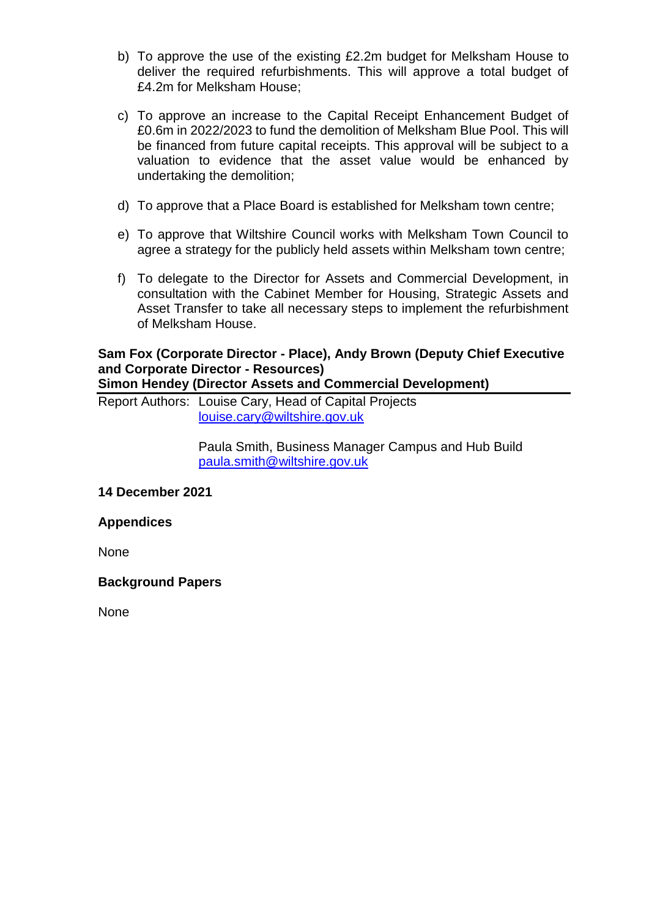b) To approve the use of the existing £2.2m budget for Melksham House to deliver the required refurbishments. This will approve a total budget of £4.2m for Melksham House;

c) To approve an increase to the Capital Receipt Enhancement Budget of £0.6m in 2022/2023 to fund the demolition of Melksham Blue Pool. This will be financed from future capital receipts. This approval will be subject to a valuation to evidence that the asset value would be enhanced by undertaking the demolition;

d) To approve that a Place Board is established for Melksham town centre;

e) To approve that Wiltshire Council works with Melksham Town Council to agree a strategy for the publicly held assets within Melksham town centre;

f) To delegate to the Director for Assets and Commercial Development, in consultation with the Cabinet Member for Housing, Strategic Assets and Asset Transfer to take all necessary steps to implement the refurbishment of Melksham House.

**Sam Fox (Corporate Director - Place), Andy Brown (Deputy Chief Executive and Corporate Director - Resources)**
**Simon Hendey (Director Assets and Commercial Development)**

Report Authors: Louise Cary, Head of Capital Projects
louise.cary@wiltshire.gov.uk

Paula Smith, Business Manager Campus and Hub Build
paula.smith@wiltshire.gov.uk

**14 December 2021**

**Appendices**

None

**Background Papers**

None